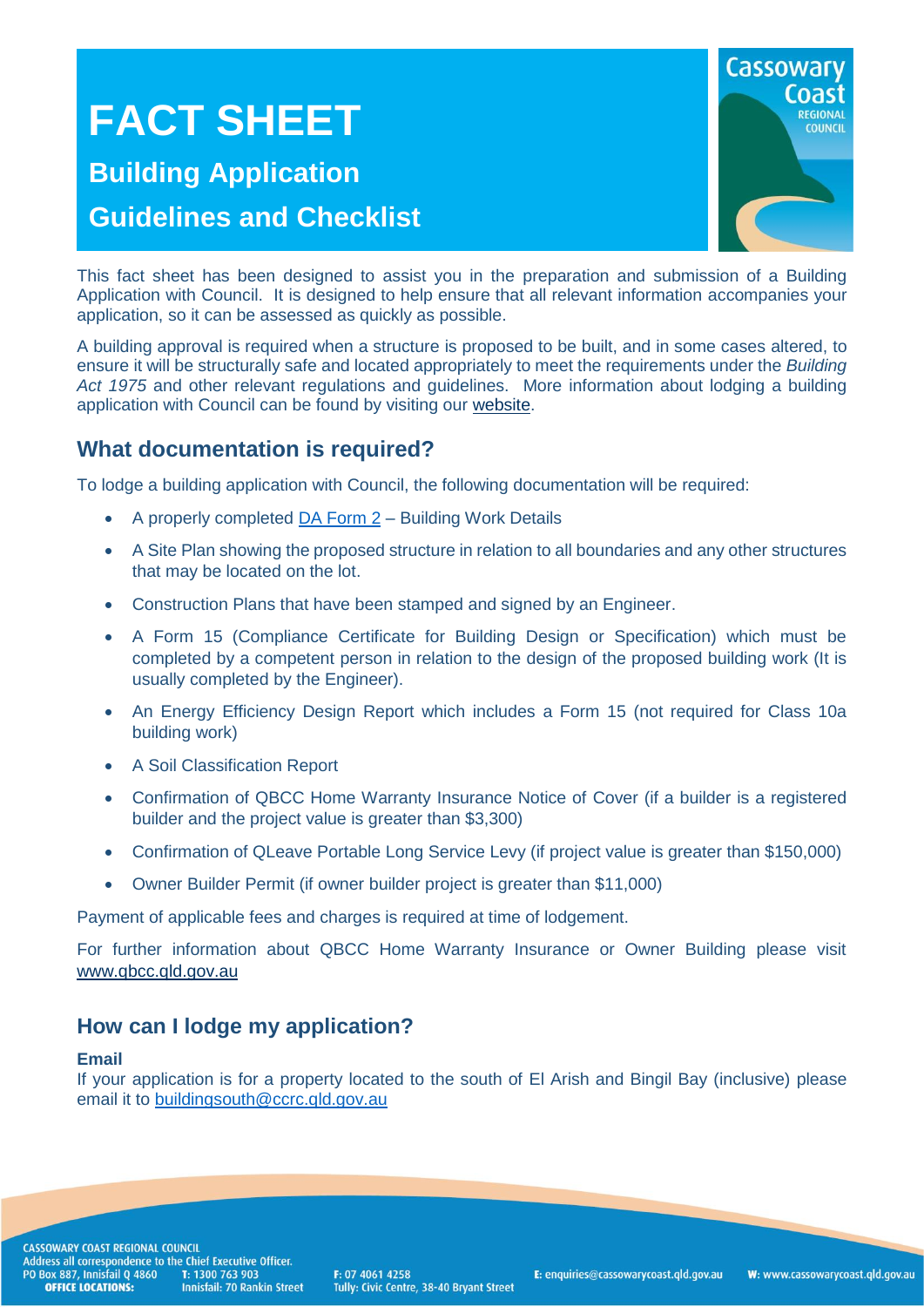# FACT SHEET

## Building Application Guidelines and Checklist

This fact sheet has been designed to assist you in the preparation and submission of a Building Application with Council. It is designed to help ensure that all relevant information accompanies your application, so it can be assessed as quickly as possible.

A building approval is required when a structure is proposed to be built, and in some cases altered, to ensure it will be structurally safe and located appropriately to meet the requirements under the *Building Act 1975* and other relevant regulations and guidelines. More information about lodging a building application with Council can be found by visiting our website.

## What documentation is required?

To lodge a building application with Council, the following documentation will be required:

- A properly completed DA Form 2 – Building Work Details
- A Site Plan showing the proposed structure in relation to all boundaries and any other structures that may be located on the lot.
- Construction Plans that have been stamped and signed by an Engineer.
- A Form 15 (Compliance Certificate for Building Design or Specification) which must be completed by a competent person in relation to the design of the proposed building work (It is usually completed by the Engineer).
- An Energy Efficiency Design Report which includes a Form 15 (not required for Class 10a building work)
- A Soil Classification Report
- Confirmation of QBCC Home Warranty Insurance Notice of Cover (if a builder is a registered builder and the project value is greater than $3,300)
- Confirmation of QLeave Portable Long Service Levy (if project value is greater than $150,000)
- Owner Builder Permit (if owner builder project is greater than $11,000)

Payment of applicable fees and charges is required at time of lodgement.

For further information about QBCC Home Warranty Insurance or Owner Building please visit www.qbcc.qld.gov.au

## How can I lodge my application?

**Email**
If your application is for a property located to the south of El Arish and Bingil Bay (inclusive) please email it to buildingsouth@ccrc.qld.gov.au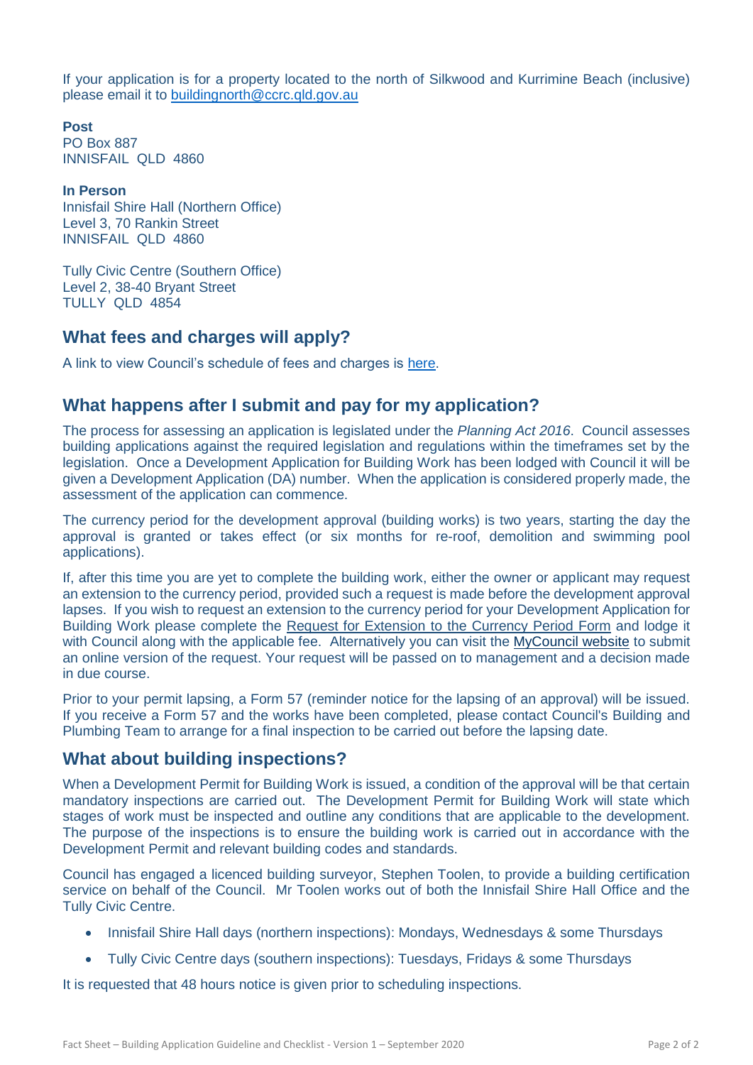If your application is for a property located to the north of Silkwood and Kurrimine Beach (inclusive) please email it to buildingnorth@ccrc.qld.gov.au

**Post**
PO Box 887
INNISFAIL QLD 4860

**In Person**
Innisfail Shire Hall (Northern Office)
Level 3, 70 Rankin Street
INNISFAIL QLD 4860

Tully Civic Centre (Southern Office)
Level 2, 38-40 Bryant Street
TULLY QLD 4854

## What fees and charges will apply?

A link to view Council's schedule of fees and charges is here.

## What happens after I submit and pay for my application?

The process for assessing an application is legislated under the *Planning Act 2016*. Council assesses building applications against the required legislation and regulations within the timeframes set by the legislation. Once a Development Application for Building Work has been lodged with Council it will be given a Development Application (DA) number. When the application is considered properly made, the assessment of the application can commence.

The currency period for the development approval (building works) is two years, starting the day the approval is granted or takes effect (or six months for re-roof, demolition and swimming pool applications).

If, after this time you are yet to complete the building work, either the owner or applicant may request an extension to the currency period, provided such a request is made before the development approval lapses. If you wish to request an extension to the currency period for your Development Application for Building Work please complete the Request for Extension to the Currency Period Form and lodge it with Council along with the applicable fee. Alternatively you can visit the MyCouncil website to submit an online version of the request. Your request will be passed on to management and a decision made in due course.

Prior to your permit lapsing, a Form 57 (reminder notice for the lapsing of an approval) will be issued. If you receive a Form 57 and the works have been completed, please contact Council's Building and Plumbing Team to arrange for a final inspection to be carried out before the lapsing date.

## What about building inspections?

When a Development Permit for Building Work is issued, a condition of the approval will be that certain mandatory inspections are carried out. The Development Permit for Building Work will state which stages of work must be inspected and outline any conditions that are applicable to the development. The purpose of the inspections is to ensure the building work is carried out in accordance with the Development Permit and relevant building codes and standards.

Council has engaged a licenced building surveyor, Stephen Toolen, to provide a building certification service on behalf of the Council. Mr Toolen works out of both the Innisfail Shire Hall Office and the Tully Civic Centre.

- Innisfail Shire Hall days (northern inspections): Mondays, Wednesdays & some Thursdays
- Tully Civic Centre days (southern inspections): Tuesdays, Fridays & some Thursdays

It is requested that 48 hours notice is given prior to scheduling inspections.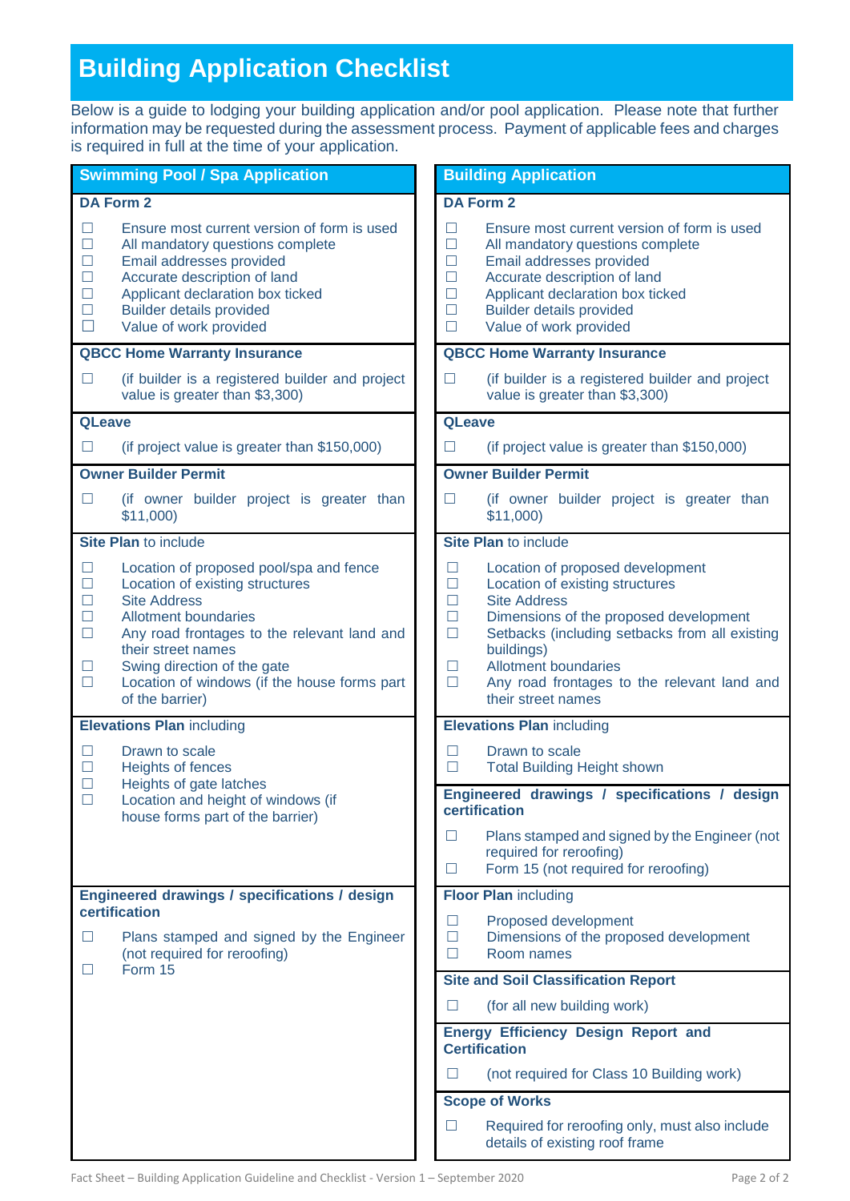# Building Application Checklist

Below is a guide to lodging your building application and/or pool application. Please note that further information may be requested during the assessment process. Payment of applicable fees and charges is required in full at the time of your application.

## Swimming Pool / Spa Application

### DA Form 2

- ☐ Ensure most current version of form is used
- ☐ All mandatory questions complete
- ☐ Email addresses provided
- ☐ Accurate description of land
- ☐ Applicant declaration box ticked
- ☐ Builder details provided
- ☐ Value of work provided

### QBCC Home Warranty Insurance

- ☐ (if builder is a registered builder and project value is greater than $3,300)

### QLeave

- ☐ (if project value is greater than $150,000)

### Owner Builder Permit

- ☐ (if owner builder project is greater than $11,000)

### **Site Plan** to include

- ☐ Location of proposed pool/spa and fence
- ☐ Location of existing structures
- ☐ Site Address
- ☐ Allotment boundaries
- ☐ Any road frontages to the relevant land and their street names
- ☐ Swing direction of the gate
- ☐ Location of windows (if the house forms part of the barrier)

### **Elevations Plan** including

- ☐ Drawn to scale
- ☐ Heights of fences
- ☐ Heights of gate latches
- ☐ Location and height of windows (if house forms part of the barrier)

### Engineered drawings / specifications / design certification

- ☐ Plans stamped and signed by the Engineer (not required for reroofing)
- ☐ Form 15

## Building Application

### DA Form 2

- ☐ Ensure most current version of form is used
- ☐ All mandatory questions complete
- ☐ Email addresses provided
- ☐ Accurate description of land
- ☐ Applicant declaration box ticked
- ☐ Builder details provided
- ☐ Value of work provided

### QBCC Home Warranty Insurance

- ☐ (if builder is a registered builder and project value is greater than $3,300)

### QLeave

- ☐ (if project value is greater than $150,000)

### Owner Builder Permit

- ☐ (if owner builder project is greater than $11,000)

### **Site Plan** to include

- ☐ Location of proposed development
- ☐ Location of existing structures
- ☐ Site Address
- ☐ Dimensions of the proposed development
- ☐ Setbacks (including setbacks from all existing buildings)
- ☐ Allotment boundaries
- ☐ Any road frontages to the relevant land and their street names

### **Elevations Plan** including

- ☐ Drawn to scale
- ☐ Total Building Height shown

### Engineered drawings / specifications / design certification

- ☐ Plans stamped and signed by the Engineer (not required for reroofing)
- ☐ Form 15 (not required for reroofing)

### **Floor Plan** including

- ☐ Proposed development
- ☐ Dimensions of the proposed development
- ☐ Room names

### Site and Soil Classification Report

- ☐ (for all new building work)

### Energy Efficiency Design Report and Certification

- ☐ (not required for Class 10 Building work)

### Scope of Works

- ☐ Required for reroofing only, must also include details of existing roof frame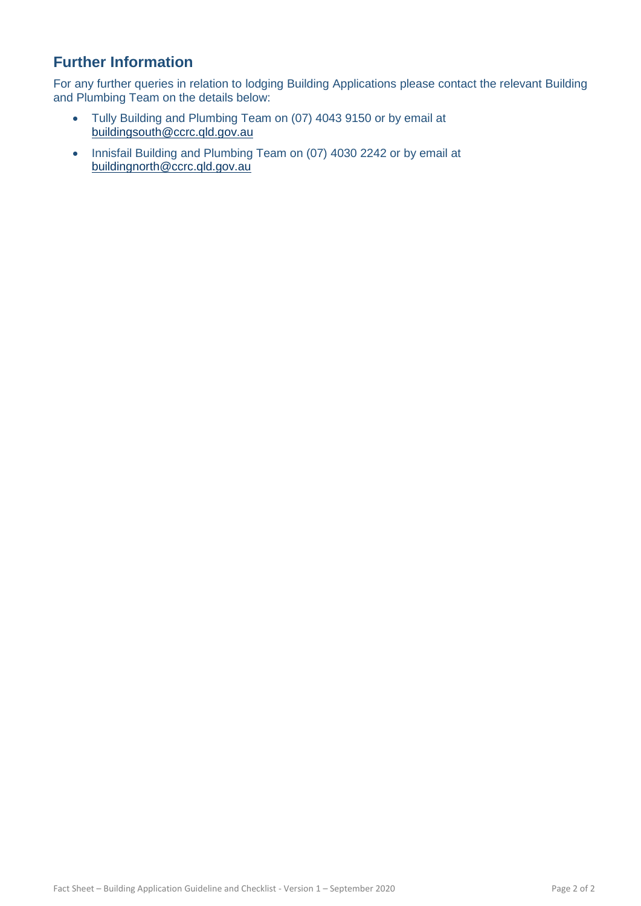## Further Information

For any further queries in relation to lodging Building Applications please contact the relevant Building and Plumbing Team on the details below:

- Tully Building and Plumbing Team on (07) 4043 9150 or by email at buildingsouth@ccrc.qld.gov.au
- Innisfail Building and Plumbing Team on (07) 4030 2242 or by email at buildingnorth@ccrc.qld.gov.au